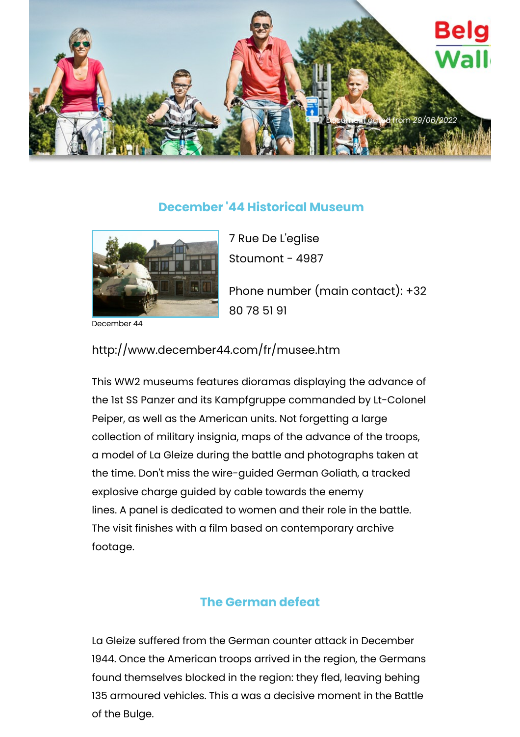Document dated from 29/06/2022

## December '44 Historical Museum

December 44

7 Rue De L'eglise

Stoumont - 4987

Phone number (main contact): +32 80 78 51 91

http://www.december44.com/fr/musee.htm

This WW2 museums features dioramas displaying the advance of the 1st SS Panzer and its Kampfgruppe commanded by Lt-Colonel Peiper, as well as the American units. Not forgetting a large collection of military insignia, maps of the advance of the troops, a model of La Gleize during the battle and photographs taken at the time. Don't miss the wire-guided German Goliath, a tracked explosive charge guided by cable towards the enemy lines. A panel is dedicated to women and their role in the battle. The visit finishes with a film based on contemporary archive footage.

## The German defeat

La Gleize suffered from the German counter attack in December 1944. Once the American troops arrived in the region, the Germans found themselves blocked in the region: they fled, leaving behing 135 armoured vehicles. This a was a decisive moment in the Battle of the Bulge.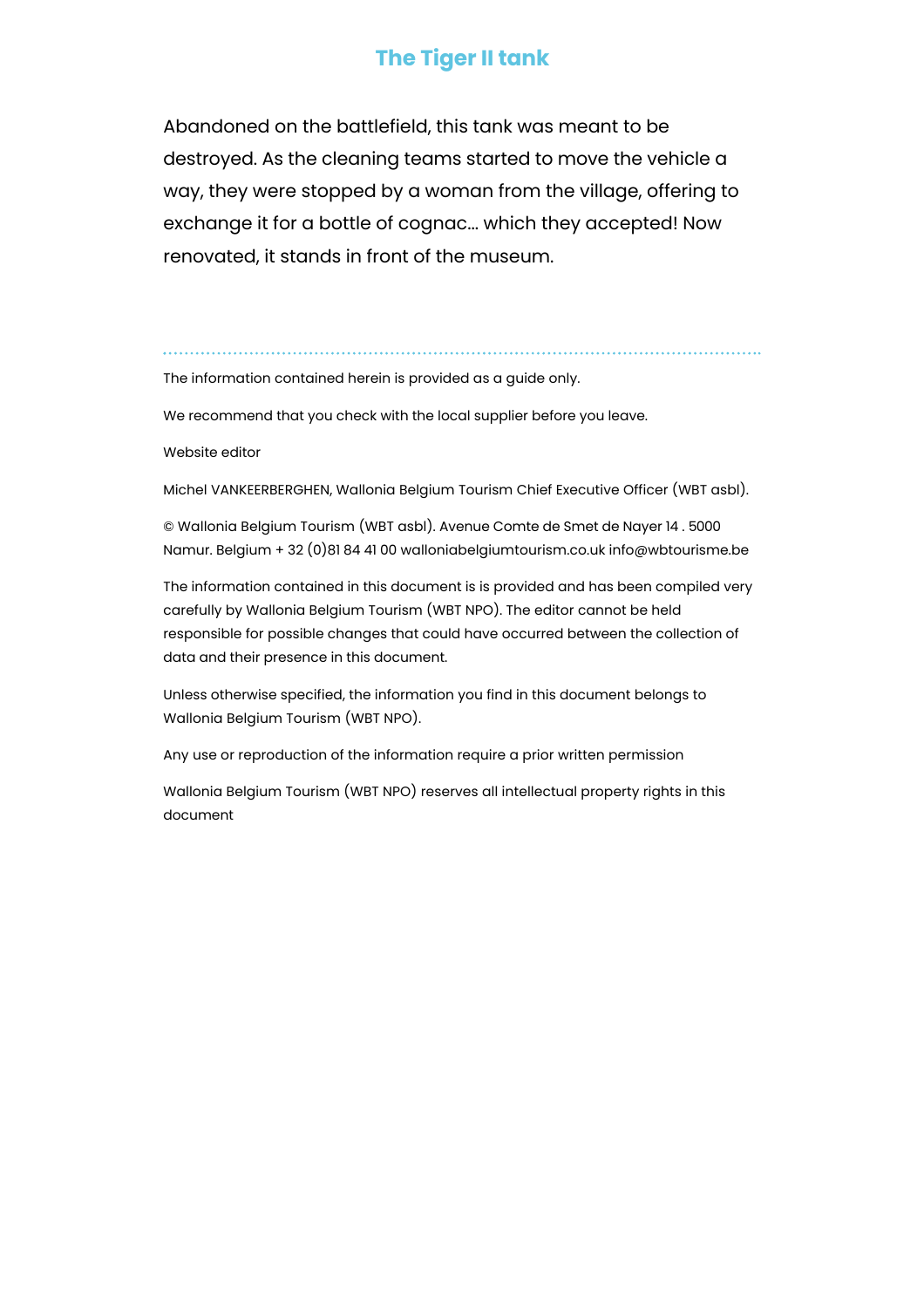## The Tiger II tank

Abandoned on the battlefield, this tank was meant to be destroyed. As the cleaning teams started to move the vehicle a way, they were stopped by a woman from the village, offering to exchange it for a bottle of cognac... which they accepted! Now renovated, it stands in front of the museum.

---

The information contained herein is provided as a guide only.

We recommend that you check with the local supplier before you leave.

Website editor

Michel VANKEERBERGHEN, Wallonia Belgium Tourism Chief Executive Officer (WBT asbl).

© Wallonia Belgium Tourism (WBT asbl). Avenue Comte de Smet de Nayer 14 . 5000 Namur. Belgium + 32 (0)81 84 41 00 walloniabelgiumtourism.co.uk info@wbtourisme.be

The information contained in this document is is provided and has been compiled very carefully by Wallonia Belgium Tourism (WBT NPO). The editor cannot be held responsible for possible changes that could have occurred between the collection of data and their presence in this document.

Unless otherwise specified, the information you find in this document belongs to Wallonia Belgium Tourism (WBT NPO).

Any use or reproduction of the information require a prior written permission

Wallonia Belgium Tourism (WBT NPO) reserves all intellectual property rights in this document